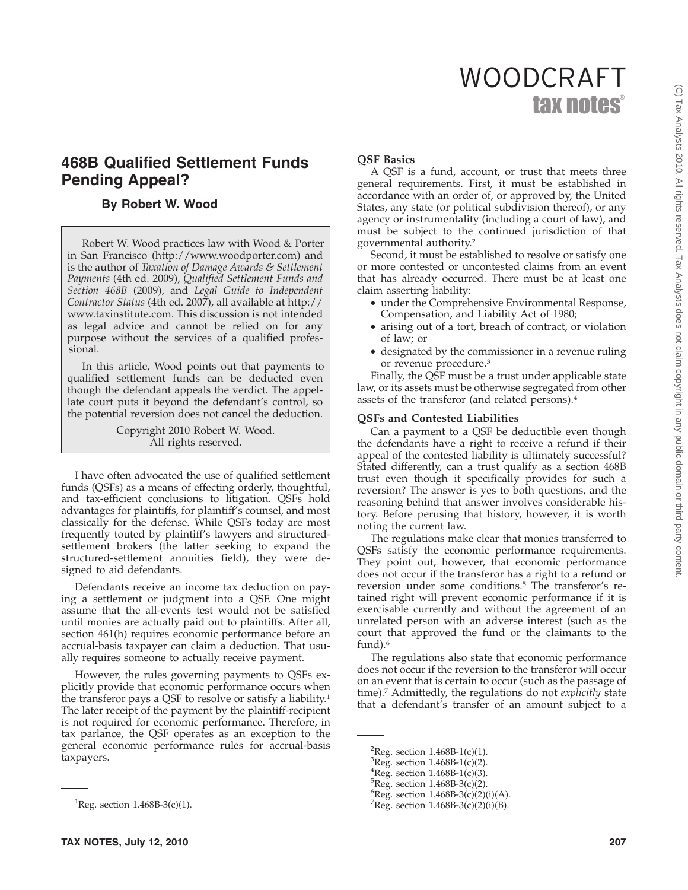# 468B Qualified Settlement Funds Pending Appeal?

### By Robert W. Wood

Robert W. Wood practices law with Wood & Porter in San Francisco (http://www.woodporter.com) and is the author of *Taxation of Damage Awards & Settlement Payments* (4th ed. 2009), *Qualified Settlement Funds and Section 468B* (2009), and *Legal Guide to Independent Contractor Status* (4th ed. 2007), all available at http://www.taxinstitute.com. This discussion is not intended as legal advice and cannot be relied on for any purpose without the services of a qualified professional.

In this article, Wood points out that payments to qualified settlement funds can be deducted even though the defendant appeals the verdict. The appellate court puts it beyond the defendant's control, so the potential reversion does not cancel the deduction.

Copyright 2010 Robert W. Wood.
All rights reserved.

I have often advocated the use of qualified settlement funds (QSFs) as a means of effecting orderly, thoughtful, and tax-efficient conclusions to litigation. QSFs hold advantages for plaintiffs, for plaintiff's counsel, and most classically for the defense. While QSFs today are most frequently touted by plaintiff's lawyers and structured-settlement brokers (the latter seeking to expand the structured-settlement annuities field), they were designed to aid defendants.

Defendants receive an income tax deduction on paying a settlement or judgment into a QSF. One might assume that the all-events test would not be satisfied until monies are actually paid out to plaintiffs. After all, section 461(h) requires economic performance before an accrual-basis taxpayer can claim a deduction. That usually requires someone to actually receive payment.

However, the rules governing payments to QSFs explicitly provide that economic performance occurs when the transferor pays a QSF to resolve or satisfy a liability.[1] The later receipt of the payment by the plaintiff-recipient is not required for economic performance. Therefore, in tax parlance, the QSF operates as an exception to the general economic performance rules for accrual-basis taxpayers.

## QSF Basics

A QSF is a fund, account, or trust that meets three general requirements. First, it must be established in accordance with an order of, or approved by, the United States, any state (or political subdivision thereof), or any agency or instrumentality (including a court of law), and must be subject to the continued jurisdiction of that governmental authority.[2]

Second, it must be established to resolve or satisfy one or more contested or uncontested claims from an event that has already occurred. There must be at least one claim asserting liability:

- under the Comprehensive Environmental Response, Compensation, and Liability Act of 1980;
- arising out of a tort, breach of contract, or violation of law; or
- designated by the commissioner in a revenue ruling or revenue procedure.[3]

Finally, the QSF must be a trust under applicable state law, or its assets must be otherwise segregated from other assets of the transferor (and related persons).[4]

## QSFs and Contested Liabilities

Can a payment to a QSF be deductible even though the defendants have a right to receive a refund if their appeal of the contested liability is ultimately successful? Stated differently, can a trust qualify as a section 468B trust even though it specifically provides for such a reversion? The answer is yes to both questions, and the reasoning behind that answer involves considerable history. Before perusing that history, however, it is worth noting the current law.

The regulations make clear that monies transferred to QSFs satisfy the economic performance requirements. They point out, however, that economic performance does not occur if the transferor has a right to a refund or reversion under some conditions.[5] The transferor's retained right will prevent economic performance if it is exercisable currently and without the agreement of an unrelated person with an adverse interest (such as the court that approved the fund or the claimants to the fund).[6]

The regulations also state that economic performance does not occur if the reversion to the transferor will occur on an event that is certain to occur (such as the passage of time).[7] Admittedly, the regulations do not *explicitly* state that a defendant's transfer of an amount subject to a

---

[1]Reg. section 1.468B-3(c)(1).

[2]Reg. section 1.468B-1(c)(1).

[3]Reg. section 1.468B-1(c)(2).

[4]Reg. section 1.468B-1(c)(3).

[5]Reg. section 1.468B-3(c)(2).

[6]Reg. section 1.468B-3(c)(2)(i)(A).

[7]Reg. section 1.468B-3(c)(2)(i)(B).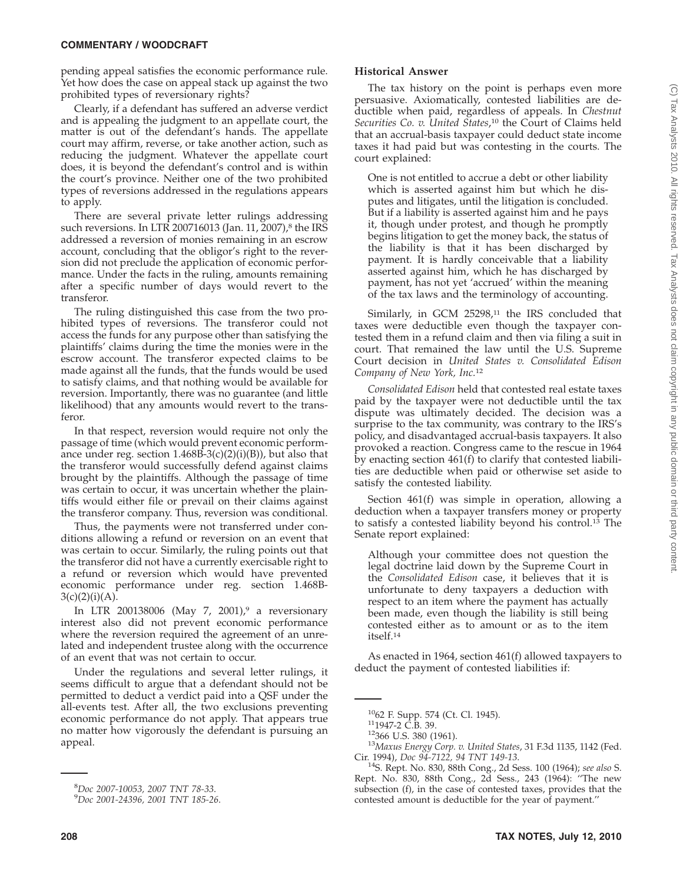pending appeal satisfies the economic performance rule. Yet how does the case on appeal stack up against the two prohibited types of reversionary rights?

Clearly, if a defendant has suffered an adverse verdict and is appealing the judgment to an appellate court, the matter is out of the defendant's hands. The appellate court may affirm, reverse, or take another action, such as reducing the judgment. Whatever the appellate court does, it is beyond the defendant's control and is within the court's province. Neither one of the two prohibited types of reversions addressed in the regulations appears to apply.

There are several private letter rulings addressing such reversions. In LTR 200716013 (Jan. 11, 2007),[8] the IRS addressed a reversion of monies remaining in an escrow account, concluding that the obligor's right to the reversion did not preclude the application of economic performance. Under the facts in the ruling, amounts remaining after a specific number of days would revert to the transferor.

The ruling distinguished this case from the two prohibited types of reversions. The transferor could not access the funds for any purpose other than satisfying the plaintiffs' claims during the time the monies were in the escrow account. The transferor expected claims to be made against all the funds, that the funds would be used to satisfy claims, and that nothing would be available for reversion. Importantly, there was no guarantee (and little likelihood) that any amounts would revert to the transferor.

In that respect, reversion would require not only the passage of time (which would prevent economic performance under reg. section 1.468B-3(c)(2)(i)(B)), but also that the transferor would successfully defend against claims brought by the plaintiffs. Although the passage of time was certain to occur, it was uncertain whether the plaintiffs would either file or prevail on their claims against the transferor company. Thus, reversion was conditional.

Thus, the payments were not transferred under conditions allowing a refund or reversion on an event that was certain to occur. Similarly, the ruling points out that the transferor did not have a currently exercisable right to a refund or reversion which would have prevented economic performance under reg. section 1.468B-3(c)(2)(i)(A).

In LTR 200138006 (May 7, 2001),[9] a reversionary interest also did not prevent economic performance where the reversion required the agreement of an unrelated and independent trustee along with the occurrence of an event that was not certain to occur.

Under the regulations and several letter rulings, it seems difficult to argue that a defendant should not be permitted to deduct a verdict paid into a QSF under the all-events test. After all, the two exclusions preventing economic performance do not apply. That appears true no matter how vigorously the defendant is pursuing an appeal.

### Historical Answer

The tax history on the point is perhaps even more persuasive. Axiomatically, contested liabilities are deductible when paid, regardless of appeals. In *Chestnut Securities Co. v. United States*,[10] the Court of Claims held that an accrual-basis taxpayer could deduct state income taxes it had paid but was contesting in the courts. The court explained:

> One is not entitled to accrue a debt or other liability which is asserted against him but which he disputes and litigates, until the litigation is concluded. But if a liability is asserted against him and he pays it, though under protest, and though he promptly begins litigation to get the money back, the status of the liability is that it has been discharged by payment. It is hardly conceivable that a liability asserted against him, which he has discharged by payment, has not yet 'accrued' within the meaning of the tax laws and the terminology of accounting.

Similarly, in GCM 25298,[11] the IRS concluded that taxes were deductible even though the taxpayer contested them in a refund claim and then via filing a suit in court. That remained the law until the U.S. Supreme Court decision in *United States v. Consolidated Edison Company of New York, Inc.*[12]

*Consolidated Edison* held that contested real estate taxes paid by the taxpayer were not deductible until the tax dispute was ultimately decided. The decision was a surprise to the tax community, was contrary to the IRS's policy, and disadvantaged accrual-basis taxpayers. It also provoked a reaction. Congress came to the rescue in 1964 by enacting section 461(f) to clarify that contested liabilities are deductible when paid or otherwise set aside to satisfy the contested liability.

Section 461(f) was simple in operation, allowing a deduction when a taxpayer transfers money or property to satisfy a contested liability beyond his control.[13] The Senate report explained:

> Although your committee does not question the legal doctrine laid down by the Supreme Court in the *Consolidated Edison* case, it believes that it is unfortunate to deny taxpayers a deduction with respect to an item where the payment has actually been made, even though the liability is still being contested either as to amount or as to the item itself.[14]

As enacted in 1964, section 461(f) allowed taxpayers to deduct the payment of contested liabilities if:

---

[8] *Doc 2007-10053, 2007 TNT 78-33.*

[9] *Doc 2001-24396, 2001 TNT 185-26.*

[10] 62 F. Supp. 574 (Ct. Cl. 1945).

[11] 1947-2 C.B. 39.

[12] 366 U.S. 380 (1961).

[13] *Maxus Energy Corp. v. United States*, 31 F.3d 1135, 1142 (Fed. Cir. 1994), *Doc 94-7122, 94 TNT 149-13.*

[14] S. Rept. No. 830, 88th Cong., 2d Sess. 100 (1964); *see also* S. Rept. No. 830, 88th Cong., 2d Sess., 243 (1964): "The new subsection (f), in the case of contested taxes, provides that the contested amount is deductible for the year of payment."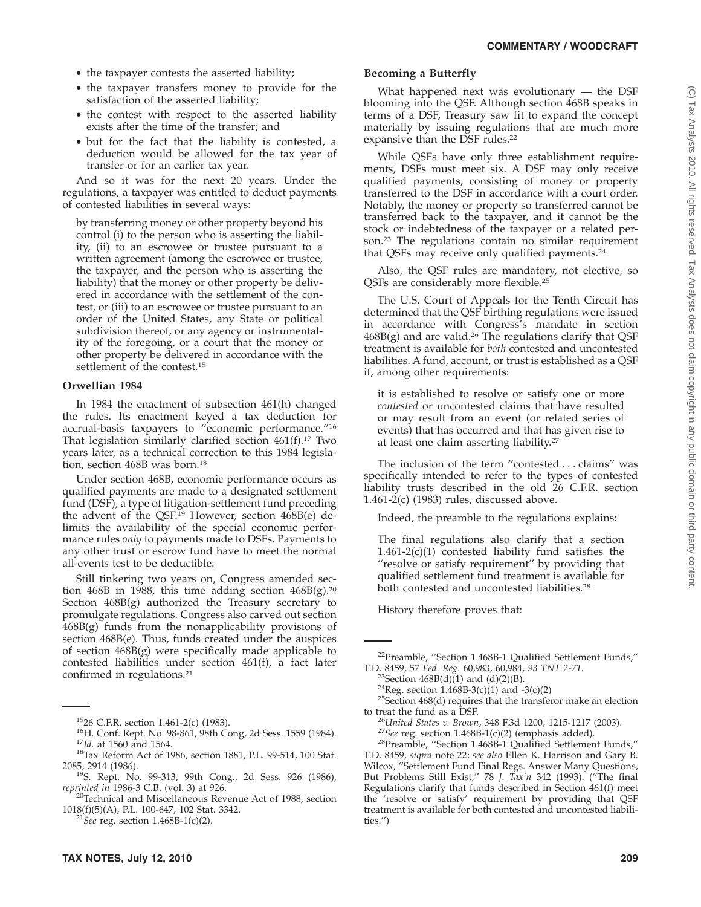- the taxpayer contests the asserted liability;
- the taxpayer transfers money to provide for the satisfaction of the asserted liability;
- the contest with respect to the asserted liability exists after the time of the transfer; and
- but for the fact that the liability is contested, a deduction would be allowed for the tax year of transfer or for an earlier tax year.

And so it was for the next 20 years. Under the regulations, a taxpayer was entitled to deduct payments of contested liabilities in several ways:

> by transferring money or other property beyond his control (i) to the person who is asserting the liability, (ii) to an escrowee or trustee pursuant to a written agreement (among the escrowee or trustee, the taxpayer, and the person who is asserting the liability) that the money or other property be delivered in accordance with the settlement of the contest, or (iii) to an escrowee or trustee pursuant to an order of the United States, any State or political subdivision thereof, or any agency or instrumentality of the foregoing, or a court that the money or other property be delivered in accordance with the settlement of the contest.[15]

### Orwellian 1984

In 1984 the enactment of subsection 461(h) changed the rules. Its enactment keyed a tax deduction for accrual-basis taxpayers to "economic performance."[16] That legislation similarly clarified section 461(f).[17] Two years later, as a technical correction to this 1984 legislation, section 468B was born.[18]

Under section 468B, economic performance occurs as qualified payments are made to a designated settlement fund (DSF), a type of litigation-settlement fund preceding the advent of the QSF.[19] However, section 468B(e) delimits the availability of the special economic performance rules *only* to payments made to DSFs. Payments to any other trust or escrow fund have to meet the normal all-events test to be deductible.

Still tinkering two years on, Congress amended section 468B in 1988, this time adding section 468B(g).[20] Section 468B(g) authorized the Treasury secretary to promulgate regulations. Congress also carved out section 468B(g) funds from the nonapplicability provisions of section 468B(e). Thus, funds created under the auspices of section 468B(g) were specifically made applicable to contested liabilities under section 461(f), a fact later confirmed in regulations.[21]

### Becoming a Butterfly

What happened next was evolutionary — the DSF blooming into the QSF. Although section 468B speaks in terms of a DSF, Treasury saw fit to expand the concept materially by issuing regulations that are much more expansive than the DSF rules.[22]

While QSFs have only three establishment requirements, DSFs must meet six. A DSF may only receive qualified payments, consisting of money or property transferred to the DSF in accordance with a court order. Notably, the money or property so transferred cannot be transferred back to the taxpayer, and it cannot be the stock or indebtedness of the taxpayer or a related person.[23] The regulations contain no similar requirement that QSFs may receive only qualified payments.[24]

Also, the QSF rules are mandatory, not elective, so QSFs are considerably more flexible.[25]

The U.S. Court of Appeals for the Tenth Circuit has determined that the QSF birthing regulations were issued in accordance with Congress's mandate in section 468B(g) and are valid.[26] The regulations clarify that QSF treatment is available for *both* contested and uncontested liabilities. A fund, account, or trust is established as a QSF if, among other requirements:

> it is established to resolve or satisfy one or more *contested* or uncontested claims that have resulted or may result from an event (or related series of events) that has occurred and that has given rise to at least one claim asserting liability.[27]

The inclusion of the term "contested . . . claims" was specifically intended to refer to the types of contested liability trusts described in the old 26 C.F.R. section 1.461-2(c) (1983) rules, discussed above.

Indeed, the preamble to the regulations explains:

> The final regulations also clarify that a section 1.461-2(c)(1) contested liability fund satisfies the "resolve or satisfy requirement" by providing that qualified settlement fund treatment is available for both contested and uncontested liabilities.[28]

History therefore proves that:

---

[15] 26 C.F.R. section 1.461-2(c) (1983).

[16] H. Conf. Rept. No. 98-861, 98th Cong, 2d Sess. 1559 (1984).

[17] *Id.* at 1560 and 1564.

[18] Tax Reform Act of 1986, section 1881, P.L. 99-514, 100 Stat. 2085, 2914 (1986).

[19] S. Rept. No. 99-313, 99th Cong., 2d Sess. 926 (1986), *reprinted in* 1986-3 C.B. (vol. 3) at 926.

[20] Technical and Miscellaneous Revenue Act of 1988, section 1018(f)(5)(A), P.L. 100-647, 102 Stat. 3342.

[21] *See* reg. section 1.468B-1(c)(2).

[22] Preamble, "Section 1.468B-1 Qualified Settlement Funds," T.D. 8459, 57 *Fed. Reg.* 60,983, 60,984, *93 TNT 2-71*.

[23] Section 468B(d)(1) and (d)(2)(B).

[24] Reg. section 1.468B-3(c)(1) and -3(c)(2)

[25] Section 468(d) requires that the transferor make an election to treat the fund as a DSF.

[26] *United States v. Brown*, 348 F.3d 1200, 1215-1217 (2003).

[27] *See* reg. section 1.468B-1(c)(2) (emphasis added).

[28] Preamble, "Section 1.468B-1 Qualified Settlement Funds," T.D. 8459, *supra* note 22; *see also* Ellen K. Harrison and Gary B. Wilcox, "Settlement Fund Final Regs. Answer Many Questions, But Problems Still Exist," 78 *J. Tax'n* 342 (1993). ("The final Regulations clarify that funds described in Section 461(f) meet the 'resolve or satisfy' requirement by providing that QSF treatment is available for both contested and uncontested liabilities.")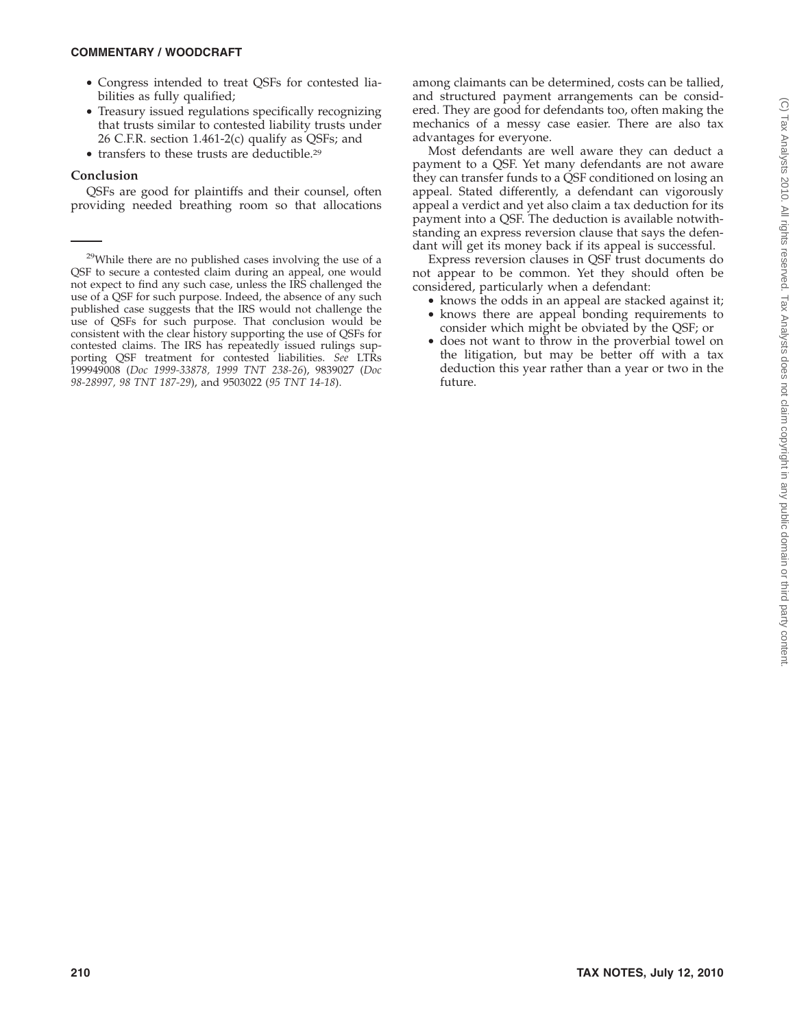- Congress intended to treat QSFs for contested liabilities as fully qualified;
- Treasury issued regulations specifically recognizing that trusts similar to contested liability trusts under 26 C.F.R. section 1.461-2(c) qualify as QSFs; and
- transfers to these trusts are deductible.[29]

### Conclusion

QSFs are good for plaintiffs and their counsel, often providing needed breathing room so that allocations among claimants can be determined, costs can be tallied, and structured payment arrangements can be considered. They are good for defendants too, often making the mechanics of a messy case easier. There are also tax advantages for everyone.

Most defendants are well aware they can deduct a payment to a QSF. Yet many defendants are not aware they can transfer funds to a QSF conditioned on losing an appeal. Stated differently, a defendant can vigorously appeal a verdict and yet also claim a tax deduction for its payment into a QSF. The deduction is available notwithstanding an express reversion clause that says the defendant will get its money back if its appeal is successful.

Express reversion clauses in QSF trust documents do not appear to be common. Yet they should often be considered, particularly when a defendant:

- knows the odds in an appeal are stacked against it;
- knows there are appeal bonding requirements to consider which might be obviated by the QSF; or
- does not want to throw in the proverbial towel on the litigation, but may be better off with a tax deduction this year rather than a year or two in the future.

---

[29]While there are no published cases involving the use of a QSF to secure a contested claim during an appeal, one would not expect to find any such case, unless the IRS challenged the use of a QSF for such purpose. Indeed, the absence of any such published case suggests that the IRS would not challenge the use of QSFs for such purpose. That conclusion would be consistent with the clear history supporting the use of QSFs for contested claims. The IRS has repeatedly issued rulings supporting QSF treatment for contested liabilities. *See* LTRs 199949008 (*Doc 1999-33878, 1999 TNT 238-26*), 9839027 (*Doc 98-28997, 98 TNT 187-29*), and 9503022 (*95 TNT 14-18*).